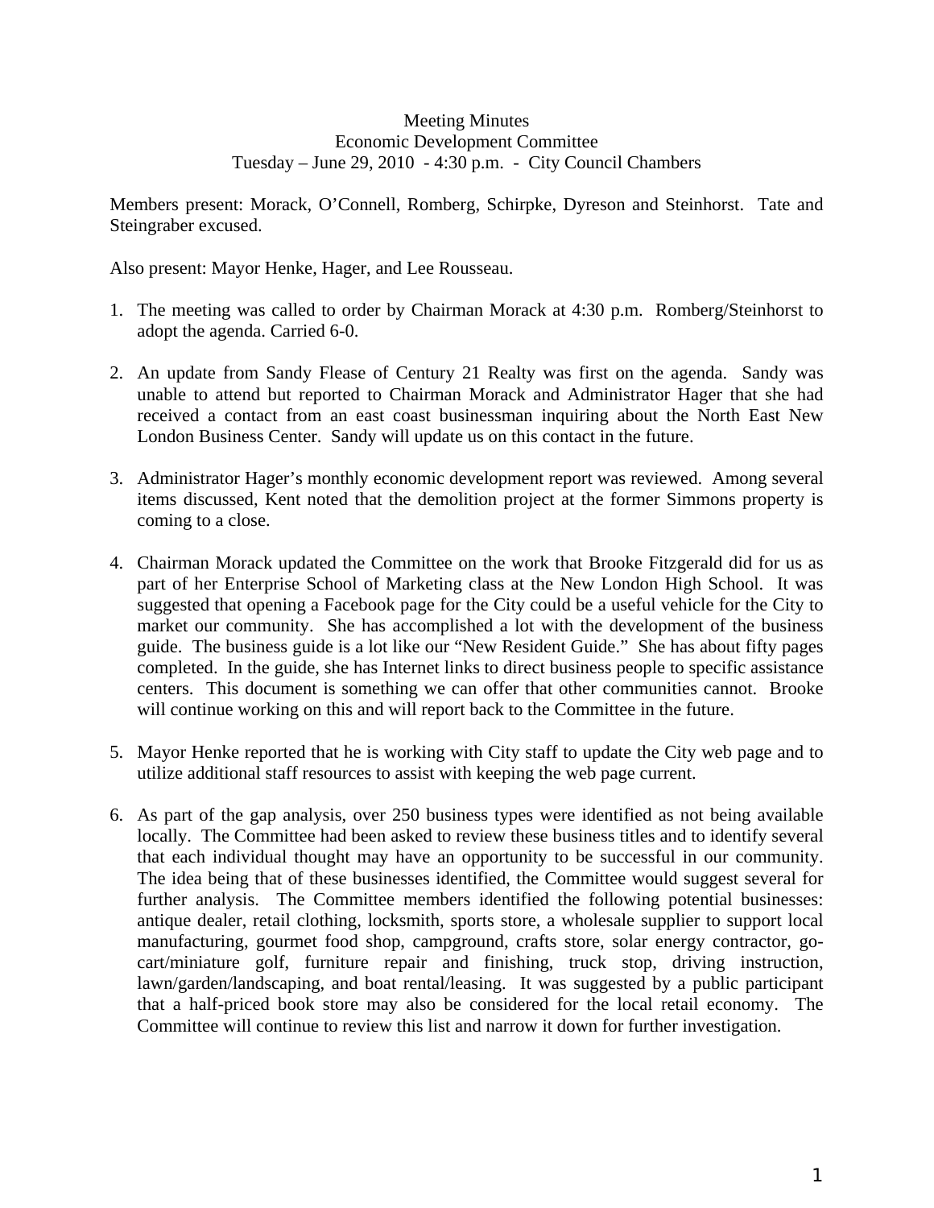Meeting Minutes
Economic Development Committee
Tuesday – June 29, 2010 - 4:30 p.m. - City Council Chambers

Members present: Morack, O'Connell, Romberg, Schirpke, Dyreson and Steinhorst. Tate and Steingraber excused.

Also present: Mayor Henke, Hager, and Lee Rousseau.

1. The meeting was called to order by Chairman Morack at 4:30 p.m. Romberg/Steinhorst to adopt the agenda. Carried 6-0.

2. An update from Sandy Flease of Century 21 Realty was first on the agenda. Sandy was unable to attend but reported to Chairman Morack and Administrator Hager that she had received a contact from an east coast businessman inquiring about the North East New London Business Center. Sandy will update us on this contact in the future.

3. Administrator Hager's monthly economic development report was reviewed. Among several items discussed, Kent noted that the demolition project at the former Simmons property is coming to a close.

4. Chairman Morack updated the Committee on the work that Brooke Fitzgerald did for us as part of her Enterprise School of Marketing class at the New London High School. It was suggested that opening a Facebook page for the City could be a useful vehicle for the City to market our community. She has accomplished a lot with the development of the business guide. The business guide is a lot like our "New Resident Guide." She has about fifty pages completed. In the guide, she has Internet links to direct business people to specific assistance centers. This document is something we can offer that other communities cannot. Brooke will continue working on this and will report back to the Committee in the future.

5. Mayor Henke reported that he is working with City staff to update the City web page and to utilize additional staff resources to assist with keeping the web page current.

6. As part of the gap analysis, over 250 business types were identified as not being available locally. The Committee had been asked to review these business titles and to identify several that each individual thought may have an opportunity to be successful in our community. The idea being that of these businesses identified, the Committee would suggest several for further analysis. The Committee members identified the following potential businesses: antique dealer, retail clothing, locksmith, sports store, a wholesale supplier to support local manufacturing, gourmet food shop, campground, crafts store, solar energy contractor, go-cart/miniature golf, furniture repair and finishing, truck stop, driving instruction, lawn/garden/landscaping, and boat rental/leasing. It was suggested by a public participant that a half-priced book store may also be considered for the local retail economy. The Committee will continue to review this list and narrow it down for further investigation.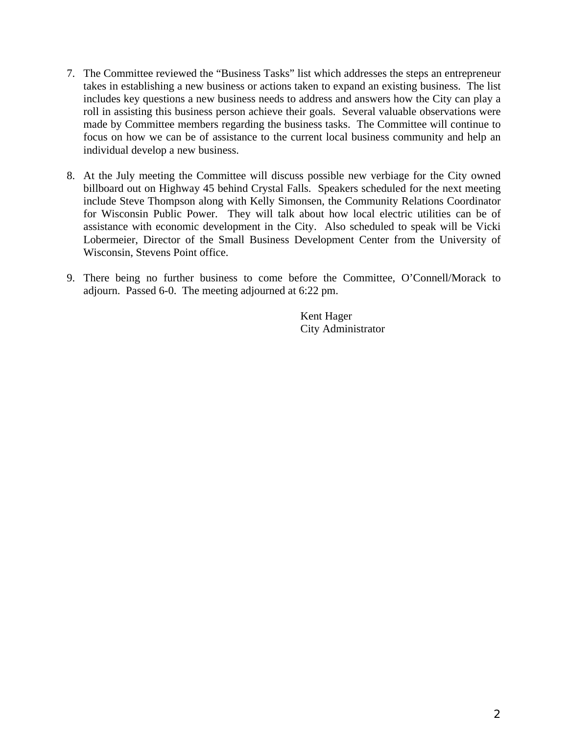7. The Committee reviewed the "Business Tasks" list which addresses the steps an entrepreneur takes in establishing a new business or actions taken to expand an existing business. The list includes key questions a new business needs to address and answers how the City can play a roll in assisting this business person achieve their goals. Several valuable observations were made by Committee members regarding the business tasks. The Committee will continue to focus on how we can be of assistance to the current local business community and help an individual develop a new business.

8. At the July meeting the Committee will discuss possible new verbiage for the City owned billboard out on Highway 45 behind Crystal Falls. Speakers scheduled for the next meeting include Steve Thompson along with Kelly Simonsen, the Community Relations Coordinator for Wisconsin Public Power. They will talk about how local electric utilities can be of assistance with economic development in the City. Also scheduled to speak will be Vicki Lobermeier, Director of the Small Business Development Center from the University of Wisconsin, Stevens Point office.

9. There being no further business to come before the Committee, O'Connell/Morack to adjourn. Passed 6-0. The meeting adjourned at 6:22 pm.

Kent Hager
City Administrator